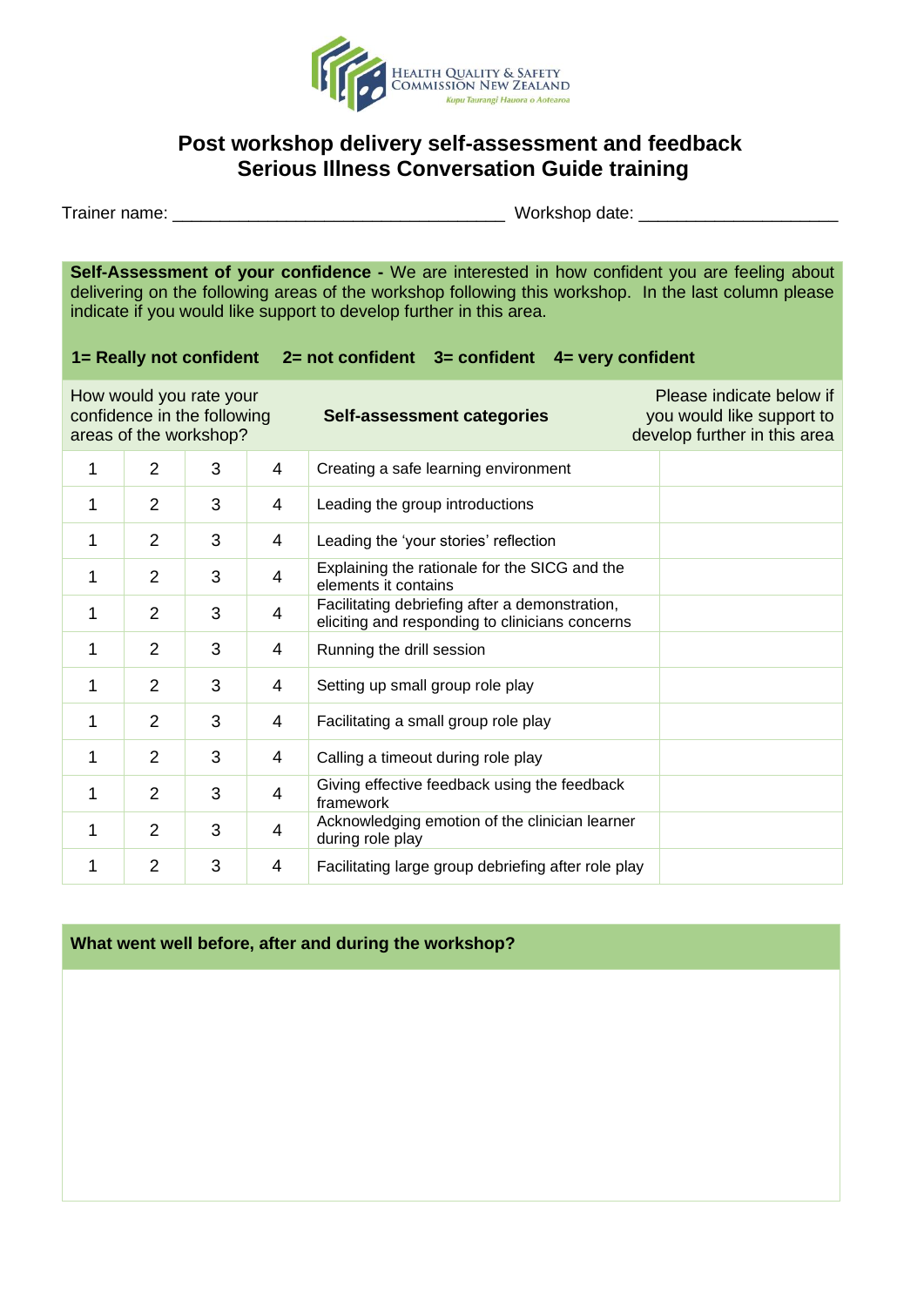HEALTH QUALITY & SAFETY COMMISSION NEW ZEALAND
*Kupu Taurangi Hauora o Aotearoa*

# Post workshop delivery self-assessment and feedback
# Serious Illness Conversation Guide training

Trainer name: ___________________________________ Workshop date: ____________________

**Self-Assessment of your confidence -** We are interested in how confident you are feeling about delivering on the following areas of the workshop following this workshop. In the last column please indicate if you would like support to develop further in this area.

**1= Really not confident 2= not confident 3= confident 4= very confident**

| How would you rate your confidence in the following areas of the workshop? | | | | **Self-assessment categories** | Please indicate below if you would like support to develop further in this area |
|---|---|---|---|---|---|
| 1 | 2 | 3 | 4 | Creating a safe learning environment | |
| 1 | 2 | 3 | 4 | Leading the group introductions | |
| 1 | 2 | 3 | 4 | Leading the 'your stories' reflection | |
| 1 | 2 | 3 | 4 | Explaining the rationale for the SICG and the elements it contains | |
| 1 | 2 | 3 | 4 | Facilitating debriefing after a demonstration, eliciting and responding to clinicians concerns | |
| 1 | 2 | 3 | 4 | Running the drill session | |
| 1 | 2 | 3 | 4 | Setting up small group role play | |
| 1 | 2 | 3 | 4 | Facilitating a small group role play | |
| 1 | 2 | 3 | 4 | Calling a timeout during role play | |
| 1 | 2 | 3 | 4 | Giving effective feedback using the feedback framework | |
| 1 | 2 | 3 | 4 | Acknowledging emotion of the clinician learner during role play | |
| 1 | 2 | 3 | 4 | Facilitating large group debriefing after role play | |

**What went well before, after and during the workshop?**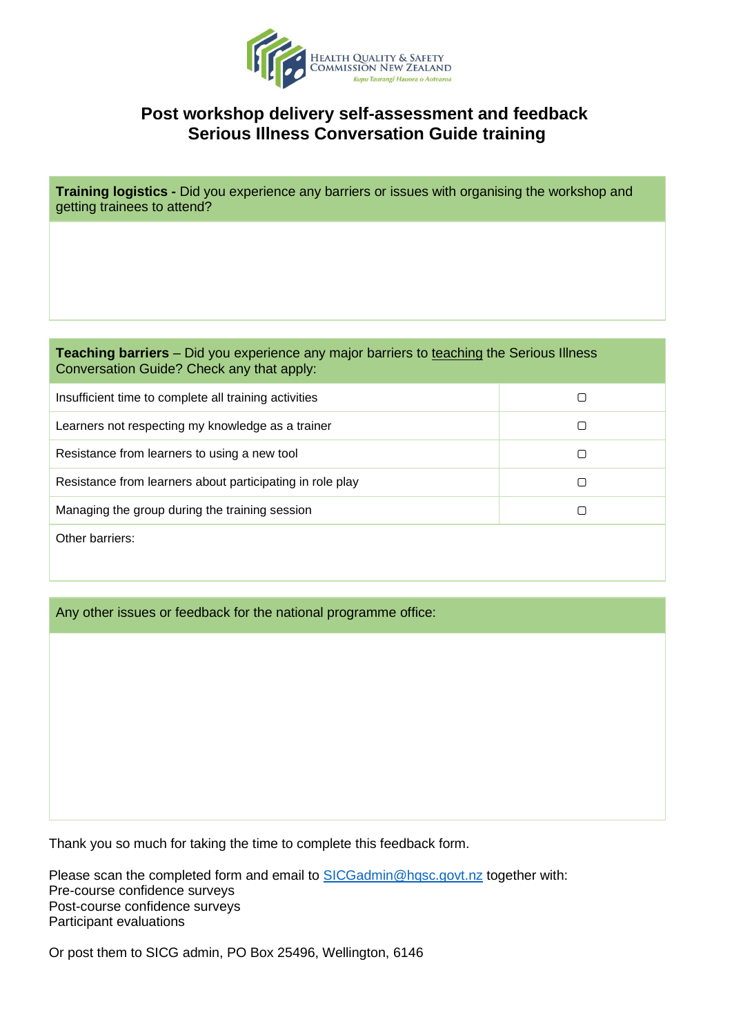Health Quality & Safety Commission New Zealand
Kupu Taurangi Hauora o Aotearoa

# Post workshop delivery self-assessment and feedback
# Serious Illness Conversation Guide training

**Training logistics -** Did you experience any barriers or issues with organising the workshop and getting trainees to attend?

**Teaching barriers** – Did you experience any major barriers to teaching the Serious Illness Conversation Guide? Check any that apply:

| | |
|---|---|
| Insufficient time to complete all training activities | ▢ |
| Learners not respecting my knowledge as a trainer | ▢ |
| Resistance from learners to using a new tool | ▢ |
| Resistance from learners about participating in role play | ▢ |
| Managing the group during the training session | ▢ |
| Other barriers: | |

Any other issues or feedback for the national programme office:

Thank you so much for taking the time to complete this feedback form.

Please scan the completed form and email to SICGadmin@hqsc.govt.nz together with:
Pre-course confidence surveys
Post-course confidence surveys
Participant evaluations

Or post them to SICG admin, PO Box 25496, Wellington, 6146